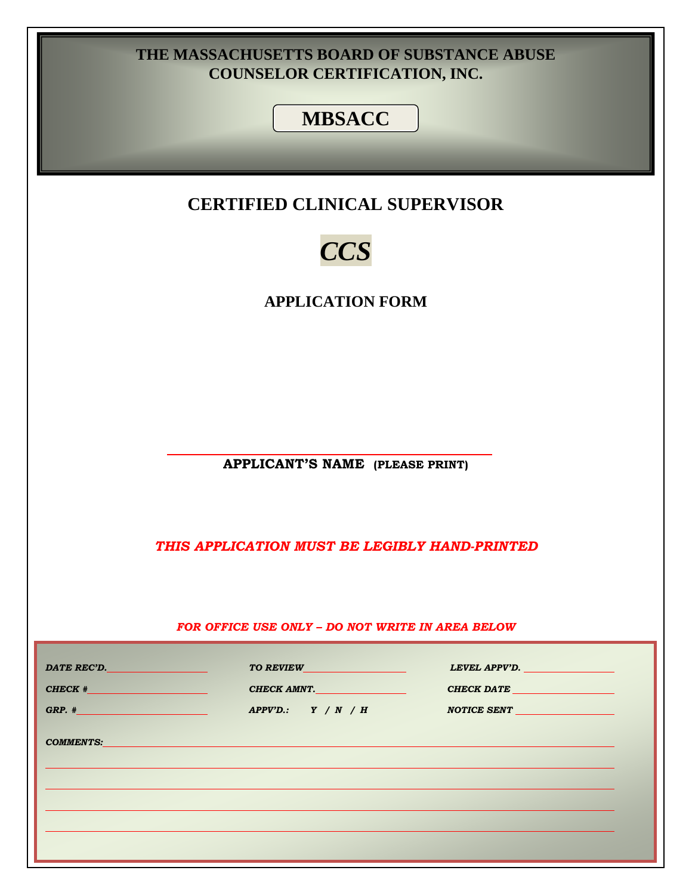# THE MASSACHUSETTS BOARD OF SUBSTANCE ABUSE COUNSELOR CERTIFICATION, INC.

## MBSACC

## CERTIFIED CLINICAL SUPERVISOR

## *CCS*

## APPLICATION FORM

______________________________________________

**APPLICANT'S NAME (PLEASE PRINT)**

***THIS APPLICATION MUST BE LEGIBLY HAND-PRINTED***

***FOR OFFICE USE ONLY – DO NOT WRITE IN AREA BELOW***

| | | |
|---|---|---|
| *DATE REC'D.*__________ | *TO REVIEW*__________ | *LEVEL APPV'D.* __________ |
| *CHECK #*__________ | *CHECK AMNT.*__________ | *CHECK DATE* __________ |
| *GRP. #*__________ | *APPV'D.: Y / N / H* | *NOTICE SENT* __________ |

*COMMENTS:*______________________________________________

______________________________________________

______________________________________________

______________________________________________

______________________________________________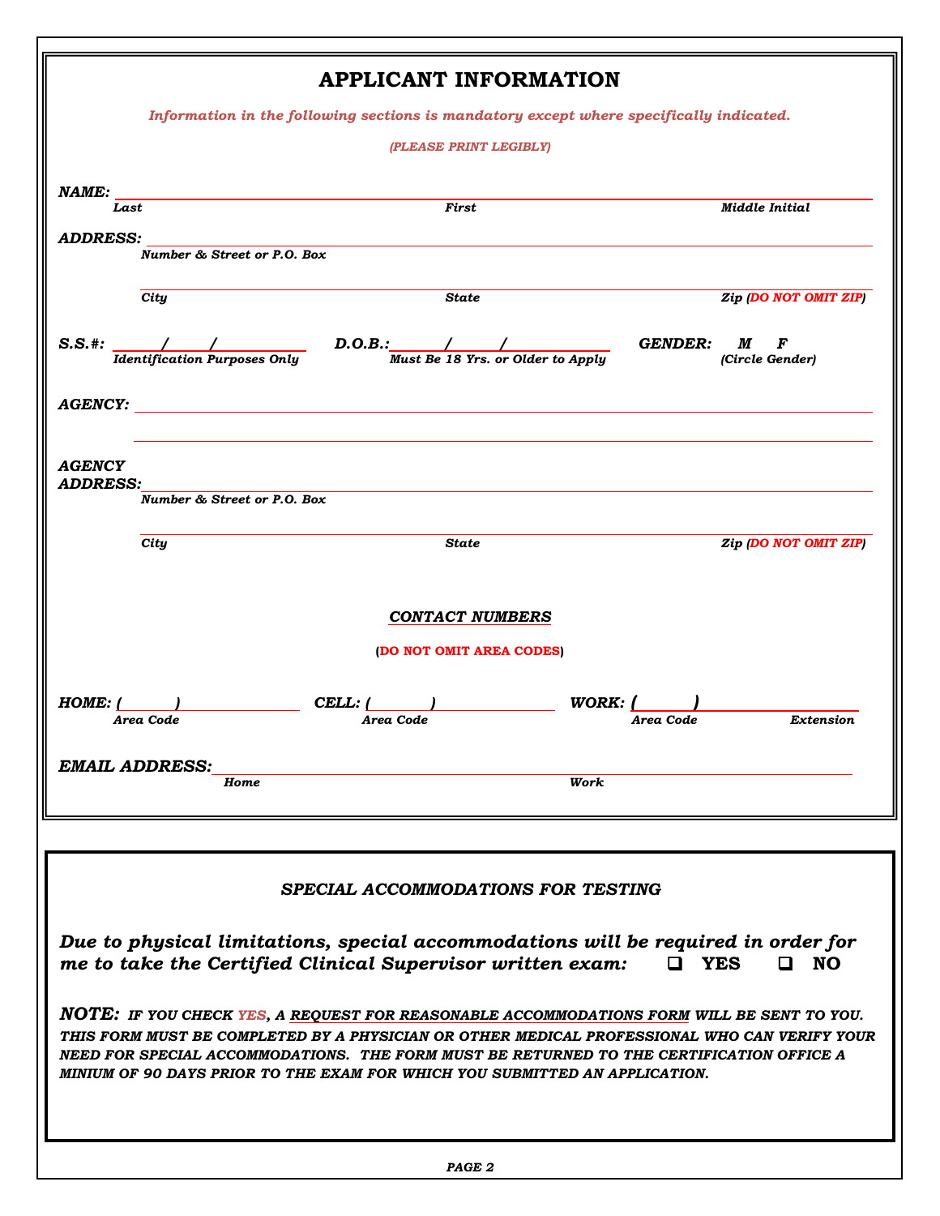# APPLICANT INFORMATION

*Information in the following sections is mandatory except where specifically indicated.*

*(PLEASE PRINT LEGIBLY)*

***NAME:*** ______________________________________________________________

*Last* *First* *Middle Initial*

***ADDRESS:*** ______________________________________________________________

*Number & Street or P.O. Box*

______________________________________________________________

*City* *State* *Zip (DO NOT OMIT ZIP)*

***S.S.#:*** ____/____/________ *Identification Purposes Only*

***D.O.B.:*** ____/____/________ *Must Be 18 Yrs. or Older to Apply*

***GENDER:*** ***M F*** *(Circle Gender)*

***AGENCY:*** ______________________________________________________________

______________________________________________________________

***AGENCY ADDRESS:*** ______________________________________________________________

*Number & Street or P.O. Box*

______________________________________________________________

*City* *State* *Zip (DO NOT OMIT ZIP)*

## *CONTACT NUMBERS*

**(DO NOT OMIT AREA CODES)**

***HOME:*** *(______)* ____________ *Area Code*

***CELL:*** *(______)* ____________ *Area Code*

***WORK:*** *(______)* ____________ *Area Code* *Extension*

***EMAIL ADDRESS:*** ______________________________________________________________

*Home* *Work*

## *SPECIAL ACCOMMODATIONS FOR TESTING*

***Due to physical limitations, special accommodations will be required in order for me to take the Certified Clinical Supervisor written exam:*** ❑ **YES** ❑ **NO**

***NOTE:*** ***IF YOU CHECK YES, A REQUEST FOR REASONABLE ACCOMMODATIONS FORM WILL BE SENT TO YOU. THIS FORM MUST BE COMPLETED BY A PHYSICIAN OR OTHER MEDICAL PROFESSIONAL WHO CAN VERIFY YOUR NEED FOR SPECIAL ACCOMMODATIONS. THE FORM MUST BE RETURNED TO THE CERTIFICATION OFFICE A MINIUM OF 90 DAYS PRIOR TO THE EXAM FOR WHICH YOU SUBMITTED AN APPLICATION.***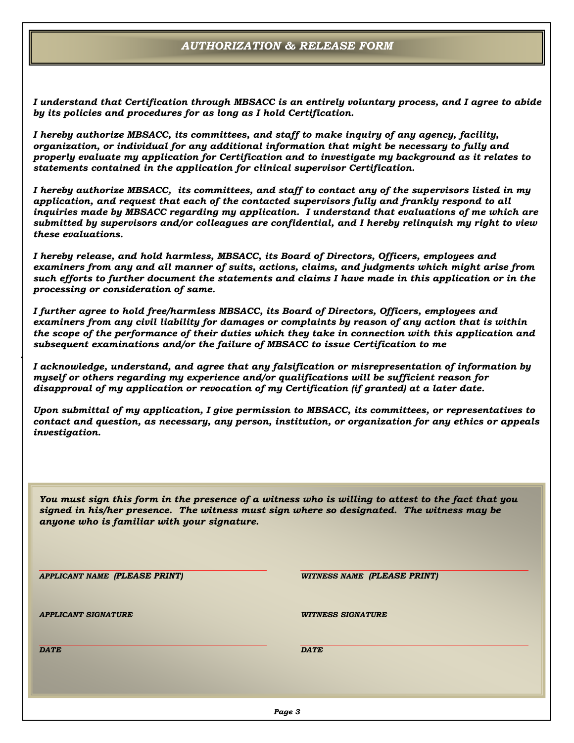# *AUTHORIZATION & RELEASE FORM*

***I understand that Certification through MBSACC is an entirely voluntary process, and I agree to abide by its policies and procedures for as long as I hold Certification.***

***I hereby authorize MBSACC, its committees, and staff to make inquiry of any agency, facility, organization, or individual for any additional information that might be necessary to fully and properly evaluate my application for Certification and to investigate my background as it relates to statements contained in the application for clinical supervisor Certification.***

***I hereby authorize MBSACC, its committees, and staff to contact any of the supervisors listed in my application, and request that each of the contacted supervisors fully and frankly respond to all inquiries made by MBSACC regarding my application. I understand that evaluations of me which are submitted by supervisors and/or colleagues are confidential, and I hereby relinquish my right to view these evaluations.***

***I hereby release, and hold harmless, MBSACC, its Board of Directors, Officers, employees and examiners from any and all manner of suits, actions, claims, and judgments which might arise from such efforts to further document the statements and claims I have made in this application or in the processing or consideration of same.***

***I further agree to hold free/harmless MBSACC, its Board of Directors, Officers, employees and examiners from any civil liability for damages or complaints by reason of any action that is within the scope of the performance of their duties which they take in connection with this application and subsequent examinations and/or the failure of MBSACC to issue Certification to me***

***I acknowledge, understand, and agree that any falsification or misrepresentation of information by myself or others regarding my experience and/or qualifications will be sufficient reason for disapproval of my application or revocation of my Certification (if granted) at a later date.***

***Upon submittal of my application, I give permission to MBSACC, its committees, or representatives to contact and question, as necessary, any person, institution, or organization for any ethics or appeals investigation.***

***You must sign this form in the presence of a witness who is willing to attest to the fact that you signed in his/her presence. The witness must sign where so designated. The witness may be anyone who is familiar with your signature.***

______________________________
***APPLICANT NAME (PLEASE PRINT)***

______________________________
***WITNESS NAME (PLEASE PRINT)***

______________________________
***APPLICANT SIGNATURE***

______________________________
***WITNESS SIGNATURE***

______________________________
***DATE***

______________________________
***DATE***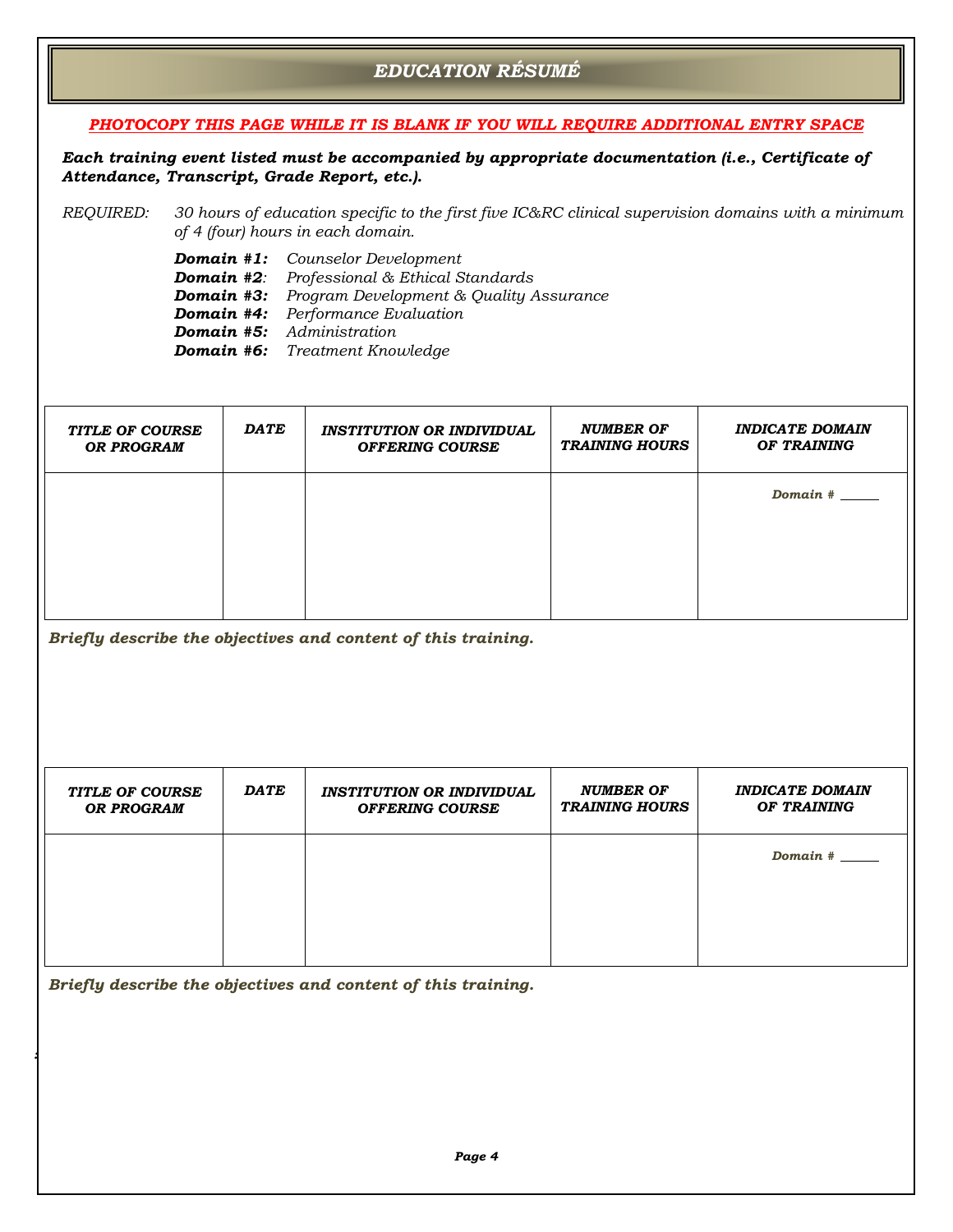# *EDUCATION RÉSUMÉ*

***PHOTOCOPY THIS PAGE WHILE IT IS BLANK IF YOU WILL REQUIRE ADDITIONAL ENTRY SPACE***

***Each training event listed must be accompanied by appropriate documentation (i.e., Certificate of Attendance, Transcript, Grade Report, etc.).***

*REQUIRED:* *30 hours of education specific to the first five IC&RC clinical supervision domains with a minimum of 4 (four) hours in each domain.*

***Domain #1:*** *Counselor Development*
***Domain #2***: *Professional & Ethical Standards*
***Domain #3:*** *Program Development & Quality Assurance*
***Domain #4:*** *Performance Evaluation*
***Domain #5:*** *Administration*
***Domain #6:*** *Treatment Knowledge*

| ***TITLE OF COURSE OR PROGRAM*** | ***DATE*** | ***INSTITUTION OR INDIVIDUAL OFFERING COURSE*** | ***NUMBER OF TRAINING HOURS*** | ***INDICATE DOMAIN OF TRAINING*** |
|---|---|---|---|---|
| | | | | ***Domain #*** ______ |

***Briefly describe the objectives and content of this training.***

| ***TITLE OF COURSE OR PROGRAM*** | ***DATE*** | ***INSTITUTION OR INDIVIDUAL OFFERING COURSE*** | ***NUMBER OF TRAINING HOURS*** | ***INDICATE DOMAIN OF TRAINING*** |
|---|---|---|---|---|
| | | | | ***Domain #*** ______ |

***Briefly describe the objectives and content of this training.***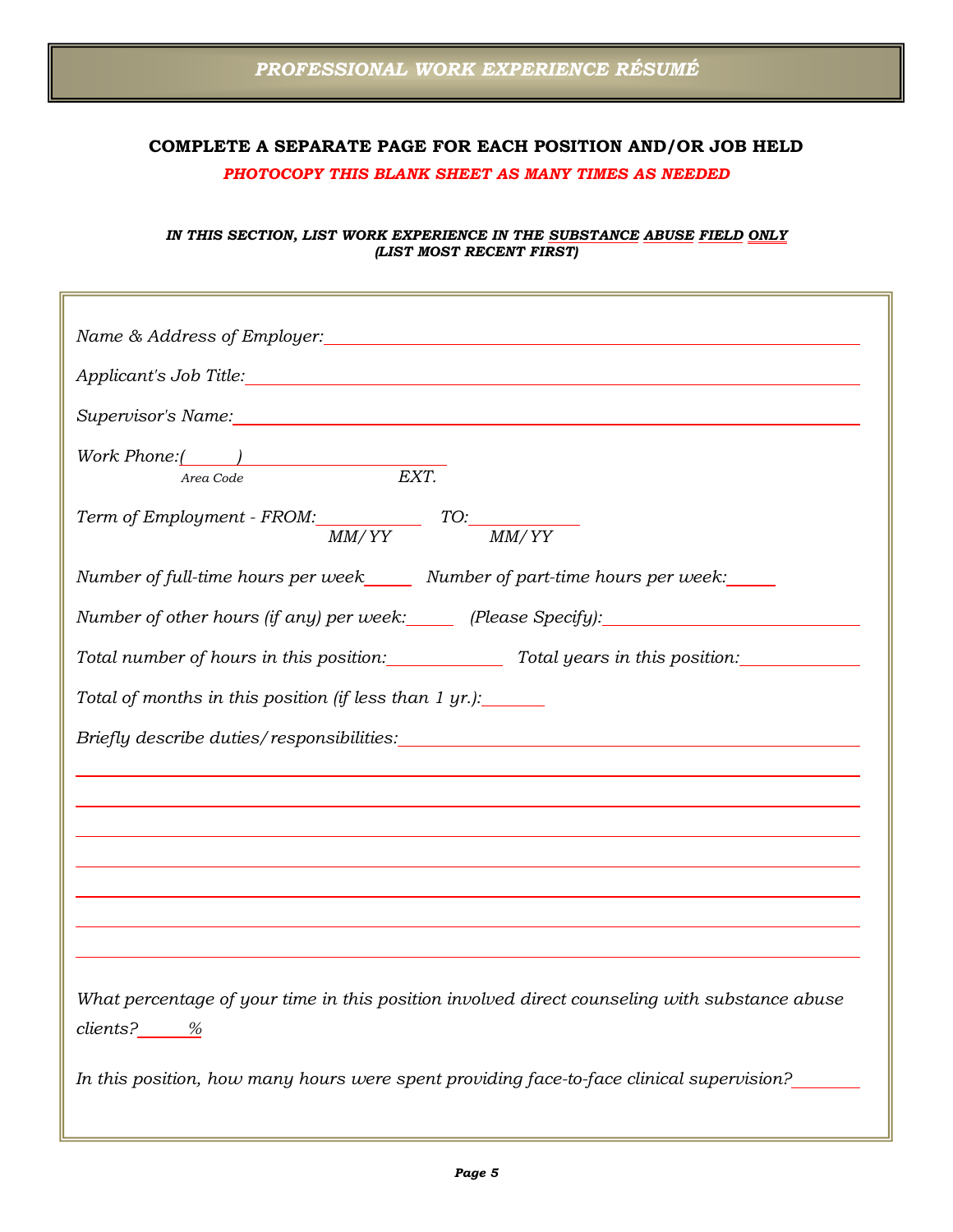# *PROFESSIONAL WORK EXPERIENCE RÉSUMÉ*

**COMPLETE A SEPARATE PAGE FOR EACH POSITION AND/OR JOB HELD**

***PHOTOCOPY THIS BLANK SHEET AS MANY TIMES AS NEEDED***

***IN THIS SECTION, LIST WORK EXPERIENCE IN THE SUBSTANCE ABUSE FIELD ONLY (LIST MOST RECENT FIRST)***

*Name & Address of Employer:*\_\_\_\_\_\_\_\_\_\_\_\_\_\_\_\_\_\_\_\_\_\_\_\_\_\_\_\_\_\_\_\_\_\_\_\_\_\_\_\_\_\_\_\_\_\_\_\_

*Applicant's Job Title:*\_\_\_\_\_\_\_\_\_\_\_\_\_\_\_\_\_\_\_\_\_\_\_\_\_\_\_\_\_\_\_\_\_\_\_\_\_\_\_\_\_\_\_\_\_\_\_\_\_\_\_\_

*Supervisor's Name:*\_\_\_\_\_\_\_\_\_\_\_\_\_\_\_\_\_\_\_\_\_\_\_\_\_\_\_\_\_\_\_\_\_\_\_\_\_\_\_\_\_\_\_\_\_\_\_\_\_\_\_\_\_

*Work Phone:(\_\_\_\_\_\_)*\_\_\_\_\_\_\_\_\_\_\_\_\_\_\_\_\_\_\_\_\_\_
*Area Code* *EXT.*

*Term of Employment - FROM:*\_\_\_\_\_\_\_\_\_\_ *TO:*\_\_\_\_\_\_\_\_\_\_
*MM/YY* *MM/YY*

*Number of full-time hours per week*\_\_\_\_\_ *Number of part-time hours per week:*\_\_\_\_\_

*Number of other hours (if any) per week:*\_\_\_\_\_ *(Please Specify):*\_\_\_\_\_\_\_\_\_\_\_\_\_\_\_\_\_\_\_\_\_\_\_\_

*Total number of hours in this position:*\_\_\_\_\_\_\_\_\_\_\_\_ *Total years in this position:*\_\_\_\_\_\_\_\_\_\_\_\_

*Total of months in this position (if less than 1 yr.):*\_\_\_\_\_\_\_

*Briefly describe duties/responsibilities:*\_\_\_\_\_\_\_\_\_\_\_\_\_\_\_\_\_\_\_\_\_\_\_\_\_\_\_\_\_\_\_\_\_\_\_\_\_\_\_\_\_\_\_\_\_

\_\_\_\_\_\_\_\_\_\_\_\_\_\_\_\_\_\_\_\_\_\_\_\_\_\_\_\_\_\_\_\_\_\_\_\_\_\_\_\_\_\_\_\_\_\_\_\_\_\_\_\_\_\_\_\_\_\_\_\_\_\_\_\_\_\_\_\_\_\_\_\_\_\_\_\_

\_\_\_\_\_\_\_\_\_\_\_\_\_\_\_\_\_\_\_\_\_\_\_\_\_\_\_\_\_\_\_\_\_\_\_\_\_\_\_\_\_\_\_\_\_\_\_\_\_\_\_\_\_\_\_\_\_\_\_\_\_\_\_\_\_\_\_\_\_\_\_\_\_\_\_\_

\_\_\_\_\_\_\_\_\_\_\_\_\_\_\_\_\_\_\_\_\_\_\_\_\_\_\_\_\_\_\_\_\_\_\_\_\_\_\_\_\_\_\_\_\_\_\_\_\_\_\_\_\_\_\_\_\_\_\_\_\_\_\_\_\_\_\_\_\_\_\_\_\_\_\_\_

\_\_\_\_\_\_\_\_\_\_\_\_\_\_\_\_\_\_\_\_\_\_\_\_\_\_\_\_\_\_\_\_\_\_\_\_\_\_\_\_\_\_\_\_\_\_\_\_\_\_\_\_\_\_\_\_\_\_\_\_\_\_\_\_\_\_\_\_\_\_\_\_\_\_\_\_

\_\_\_\_\_\_\_\_\_\_\_\_\_\_\_\_\_\_\_\_\_\_\_\_\_\_\_\_\_\_\_\_\_\_\_\_\_\_\_\_\_\_\_\_\_\_\_\_\_\_\_\_\_\_\_\_\_\_\_\_\_\_\_\_\_\_\_\_\_\_\_\_\_\_\_\_

\_\_\_\_\_\_\_\_\_\_\_\_\_\_\_\_\_\_\_\_\_\_\_\_\_\_\_\_\_\_\_\_\_\_\_\_\_\_\_\_\_\_\_\_\_\_\_\_\_\_\_\_\_\_\_\_\_\_\_\_\_\_\_\_\_\_\_\_\_\_\_\_\_\_\_\_

\_\_\_\_\_\_\_\_\_\_\_\_\_\_\_\_\_\_\_\_\_\_\_\_\_\_\_\_\_\_\_\_\_\_\_\_\_\_\_\_\_\_\_\_\_\_\_\_\_\_\_\_\_\_\_\_\_\_\_\_\_\_\_\_\_\_\_\_\_\_\_\_\_\_\_\_

*What percentage of your time in this position involved direct counseling with substance abuse clients?*\_\_\_\_\_\_*%*

*In this position, how many hours were spent providing face-to-face clinical supervision?*\_\_\_\_\_\_\_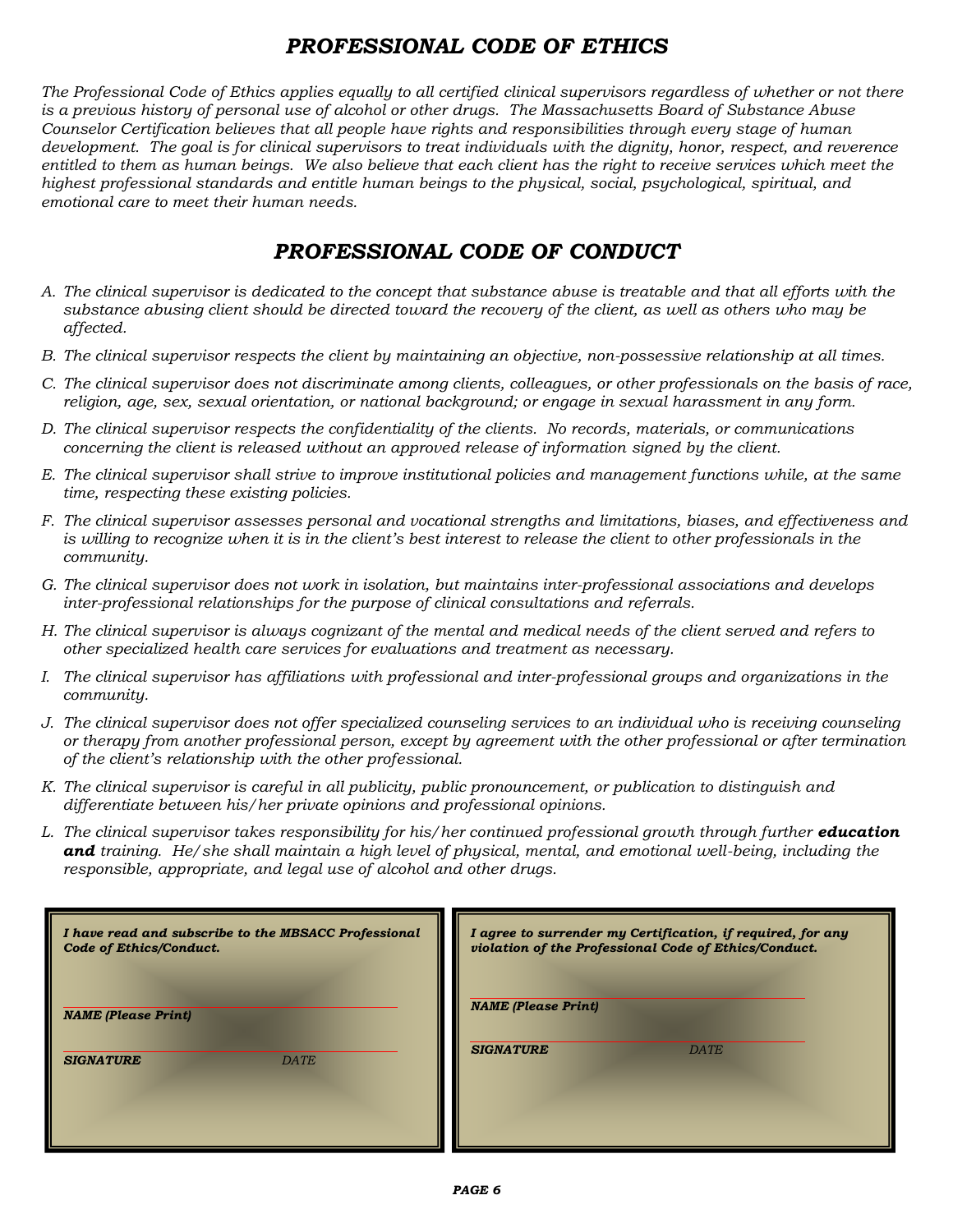## *PROFESSIONAL CODE OF ETHICS*

*The Professional Code of Ethics applies equally to all certified clinical supervisors regardless of whether or not there is a previous history of personal use of alcohol or other drugs. The Massachusetts Board of Substance Abuse Counselor Certification believes that all people have rights and responsibilities through every stage of human development. The goal is for clinical supervisors to treat individuals with the dignity, honor, respect, and reverence entitled to them as human beings. We also believe that each client has the right to receive services which meet the highest professional standards and entitle human beings to the physical, social, psychological, spiritual, and emotional care to meet their human needs.*

## *PROFESSIONAL CODE OF CONDUCT*

A. *The clinical supervisor is dedicated to the concept that substance abuse is treatable and that all efforts with the substance abusing client should be directed toward the recovery of the client, as well as others who may be affected.*

B. *The clinical supervisor respects the client by maintaining an objective, non-possessive relationship at all times.*

C. *The clinical supervisor does not discriminate among clients, colleagues, or other professionals on the basis of race, religion, age, sex, sexual orientation, or national background; or engage in sexual harassment in any form.*

D. *The clinical supervisor respects the confidentiality of the clients. No records, materials, or communications concerning the client is released without an approved release of information signed by the client.*

E. *The clinical supervisor shall strive to improve institutional policies and management functions while, at the same time, respecting these existing policies.*

F. *The clinical supervisor assesses personal and vocational strengths and limitations, biases, and effectiveness and is willing to recognize when it is in the client's best interest to release the client to other professionals in the community.*

G. *The clinical supervisor does not work in isolation, but maintains inter-professional associations and develops inter-professional relationships for the purpose of clinical consultations and referrals.*

H. *The clinical supervisor is always cognizant of the mental and medical needs of the client served and refers to other specialized health care services for evaluations and treatment as necessary.*

I. *The clinical supervisor has affiliations with professional and inter-professional groups and organizations in the community.*

J. *The clinical supervisor does not offer specialized counseling services to an individual who is receiving counseling or therapy from another professional person, except by agreement with the other professional or after termination of the client's relationship with the other professional.*

K. *The clinical supervisor is careful in all publicity, public pronouncement, or publication to distinguish and differentiate between his/her private opinions and professional opinions.*

L. *The clinical supervisor takes responsibility for his/her continued professional growth through further* ***education and*** *training. He/she shall maintain a high level of physical, mental, and emotional well-being, including the responsible, appropriate, and legal use of alcohol and other drugs.*

***I have read and subscribe to the MBSACC Professional Code of Ethics/Conduct.***

______________________________
***NAME (Please Print)***

______________________________
***SIGNATURE*** *DATE*

***I agree to surrender my Certification, if required, for any violation of the Professional Code of Ethics/Conduct.***

______________________________
***NAME (Please Print)***

______________________________
***SIGNATURE*** *DATE*